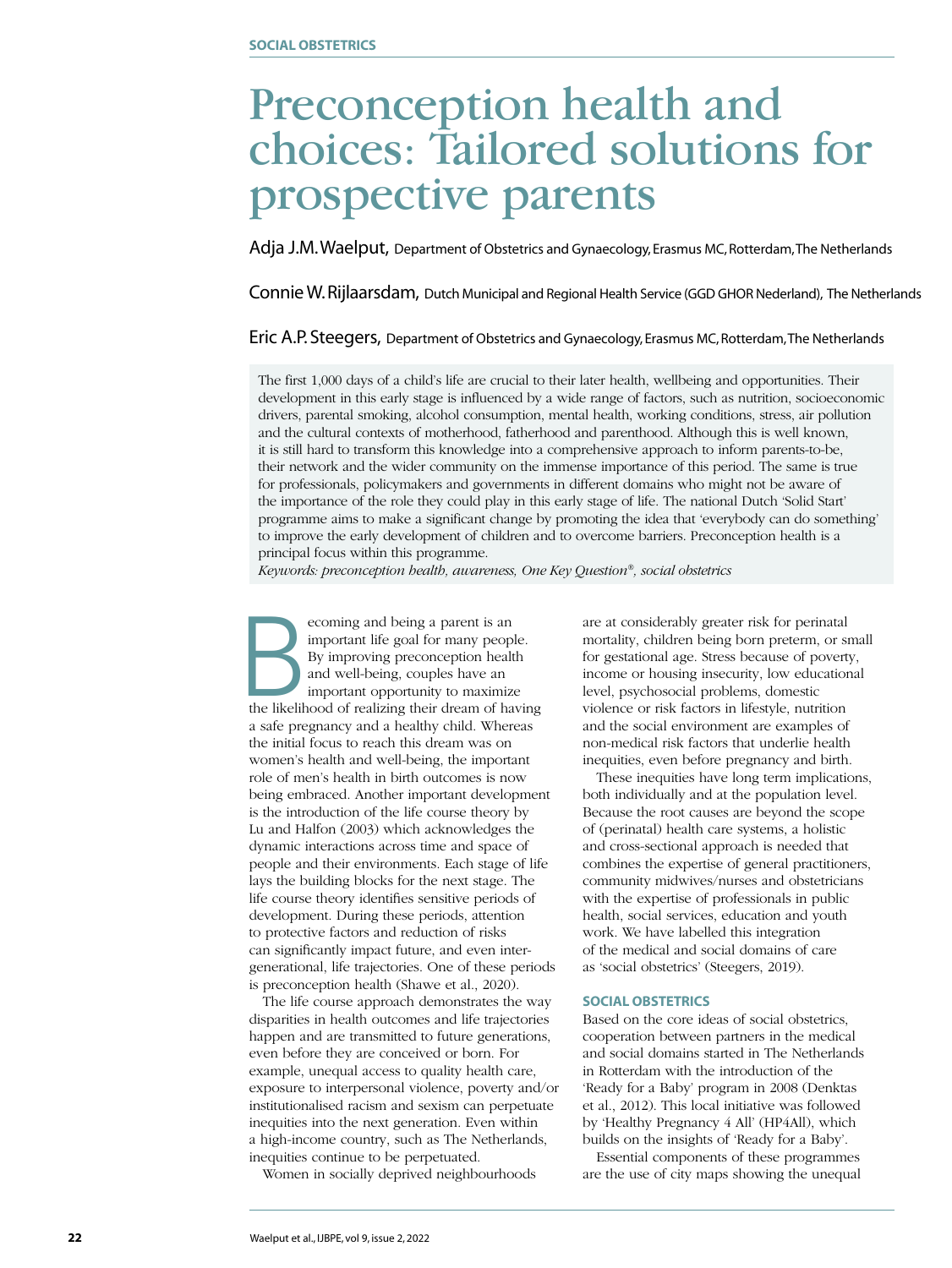# Preconception health and choices: Tailored solutions for prospective parents

Adja J.M. Waelput, Department of Obstetrics and Gynaecology, Erasmus MC, Rotterdam, The Netherlands

Connie W. Rijlaarsdam, Dutch Municipal and Regional Health Service (GGD GHOR Nederland), The Netherlands

Eric A.P. Steegers, Department of Obstetrics and Gynaecology, Erasmus MC, Rotterdam, The Netherlands

The first 1,000 days of a child's life are crucial to their later health, wellbeing and opportunities. Their development in this early stage is influenced by a wide range of factors, such as nutrition, socioeconomic drivers, parental smoking, alcohol consumption, mental health, working conditions, stress, air pollution and the cultural contexts of motherhood, fatherhood and parenthood. Although this is well known, it is still hard to transform this knowledge into a comprehensive approach to inform parents-to-be, their network and the wider community on the immense importance of this period. The same is true for professionals, policymakers and governments in different domains who might not be aware of the importance of the role they could play in this early stage of life. The national Dutch 'Solid Start' programme aims to make a significant change by promoting the idea that 'everybody can do something' to improve the early development of children and to overcome barriers. Preconception health is a principal focus within this programme.

*Keywords: preconception health, awareness, One Key Question®, social obstetrics*

Becoming and being a parent is an important life goal for many people. By improving preconception health and well-being, couples have an important opportunity to maximize the likelihood of realizing their dream of having a safe pregnancy and a healthy child. Whereas the initial focus to reach this dream was on women's health and well-being, the important role of men's health in birth outcomes is now being embraced. Another important development is the introduction of the life course theory by Lu and Halfon (2003) which acknowledges the dynamic interactions across time and space of people and their environments. Each stage of life lays the building blocks for the next stage. The life course theory identifies sensitive periods of development. During these periods, attention to protective factors and reduction of risks can significantly impact future, and even inter-generational, life trajectories. One of these periods is preconception health (Shawe et al., 2020).

The life course approach demonstrates the way disparities in health outcomes and life trajectories happen and are transmitted to future generations, even before they are conceived or born. For example, unequal access to quality health care, exposure to interpersonal violence, poverty and/or institutionalised racism and sexism can perpetuate inequities into the next generation. Even within a high-income country, such as The Netherlands, inequities continue to be perpetuated.

Women in socially deprived neighbourhoods are at considerably greater risk for perinatal mortality, children being born preterm, or small for gestational age. Stress because of poverty, income or housing insecurity, low educational level, psychosocial problems, domestic violence or risk factors in lifestyle, nutrition and the social environment are examples of non-medical risk factors that underlie health inequities, even before pregnancy and birth.

These inequities have long term implications, both individually and at the population level. Because the root causes are beyond the scope of (perinatal) health care systems, a holistic and cross-sectional approach is needed that combines the expertise of general practitioners, community midwives/nurses and obstetricians with the expertise of professionals in public health, social services, education and youth work. We have labelled this integration of the medical and social domains of care as 'social obstetrics' (Steegers, 2019).

## SOCIAL OBSTETRICS

Based on the core ideas of social obstetrics, cooperation between partners in the medical and social domains started in The Netherlands in Rotterdam with the introduction of the 'Ready for a Baby' program in 2008 (Denktas et al., 2012). This local initiative was followed by 'Healthy Pregnancy 4 All' (HP4All), which builds on the insights of 'Ready for a Baby'.

Essential components of these programmes are the use of city maps showing the unequal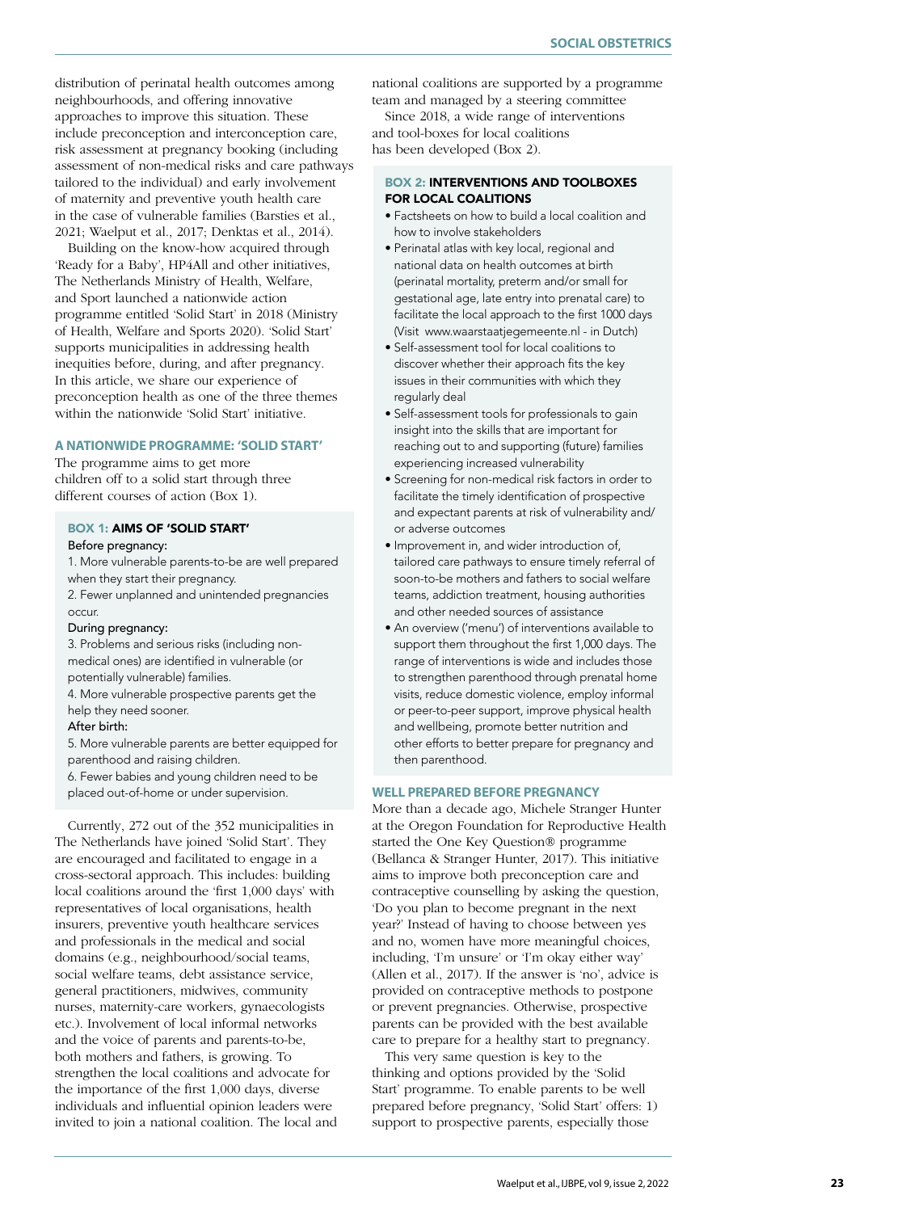distribution of perinatal health outcomes among neighbourhoods, and offering innovative approaches to improve this situation. These include preconception and interconception care, risk assessment at pregnancy booking (including assessment of non-medical risks and care pathways tailored to the individual) and early involvement of maternity and preventive youth health care in the case of vulnerable families (Barsties et al., 2021; Waelput et al., 2017; Denktas et al., 2014).

Building on the know-how acquired through 'Ready for a Baby', HP4All and other initiatives, The Netherlands Ministry of Health, Welfare, and Sport launched a nationwide action programme entitled 'Solid Start' in 2018 (Ministry of Health, Welfare and Sports 2020). 'Solid Start' supports municipalities in addressing health inequities before, during, and after pregnancy. In this article, we share our experience of preconception health as one of the three themes within the nationwide 'Solid Start' initiative.

## A NATIONWIDE PROGRAMME: 'SOLID START'

The programme aims to get more children off to a solid start through three different courses of action (Box 1).

> **BOX 1: AIMS OF 'SOLID START'**
>
> Before pregnancy:
>
> 1. More vulnerable parents-to-be are well prepared when they start their pregnancy.
> 2. Fewer unplanned and unintended pregnancies occur.
>
> During pregnancy:
>
> 3. Problems and serious risks (including non-medical ones) are identified in vulnerable (or potentially vulnerable) families.
> 4. More vulnerable prospective parents get the help they need sooner.
>
> After birth:
>
> 5. More vulnerable parents are better equipped for parenthood and raising children.
> 6. Fewer babies and young children need to be placed out-of-home or under supervision.

Currently, 272 out of the 352 municipalities in The Netherlands have joined 'Solid Start'. They are encouraged and facilitated to engage in a cross-sectoral approach. This includes: building local coalitions around the 'first 1,000 days' with representatives of local organisations, health insurers, preventive youth healthcare services and professionals in the medical and social domains (e.g., neighbourhood/social teams, social welfare teams, debt assistance service, general practitioners, midwives, community nurses, maternity-care workers, gynaecologists etc.). Involvement of local informal networks and the voice of parents and parents-to-be, both mothers and fathers, is growing. To strengthen the local coalitions and advocate for the importance of the first 1,000 days, diverse individuals and influential opinion leaders were invited to join a national coalition. The local and national coalitions are supported by a programme team and managed by a steering committee

Since 2018, a wide range of interventions and tool-boxes for local coalitions has been developed (Box 2).

> **BOX 2: INTERVENTIONS AND TOOLBOXES FOR LOCAL COALITIONS**
>
> - Factsheets on how to build a local coalition and how to involve stakeholders
> - Perinatal atlas with key local, regional and national data on health outcomes at birth (perinatal mortality, preterm and/or small for gestational age, late entry into prenatal care) to facilitate the local approach to the first 1000 days (Visit www.waarstaatjegemeente.nl - in Dutch)
> - Self-assessment tool for local coalitions to discover whether their approach fits the key issues in their communities with which they regularly deal
> - Self-assessment tools for professionals to gain insight into the skills that are important for reaching out to and supporting (future) families experiencing increased vulnerability
> - Screening for non-medical risk factors in order to facilitate the timely identification of prospective and expectant parents at risk of vulnerability and/or adverse outcomes
> - Improvement in, and wider introduction of, tailored care pathways to ensure timely referral of soon-to-be mothers and fathers to social welfare teams, addiction treatment, housing authorities and other needed sources of assistance
> - An overview ('menu') of interventions available to support them throughout the first 1,000 days. The range of interventions is wide and includes those to strengthen parenthood through prenatal home visits, reduce domestic violence, employ informal or peer-to-peer support, improve physical health and wellbeing, promote better nutrition and other efforts to better prepare for pregnancy and then parenthood.

## WELL PREPARED BEFORE PREGNANCY

More than a decade ago, Michele Stranger Hunter at the Oregon Foundation for Reproductive Health started the One Key Question® programme (Bellanca & Stranger Hunter, 2017). This initiative aims to improve both preconception care and contraceptive counselling by asking the question, 'Do you plan to become pregnant in the next year?' Instead of having to choose between yes and no, women have more meaningful choices, including, 'I'm unsure' or 'I'm okay either way' (Allen et al., 2017). If the answer is 'no', advice is provided on contraceptive methods to postpone or prevent pregnancies. Otherwise, prospective parents can be provided with the best available care to prepare for a healthy start to pregnancy.

This very same question is key to the thinking and options provided by the 'Solid Start' programme. To enable parents to be well prepared before pregnancy, 'Solid Start' offers: 1) support to prospective parents, especially those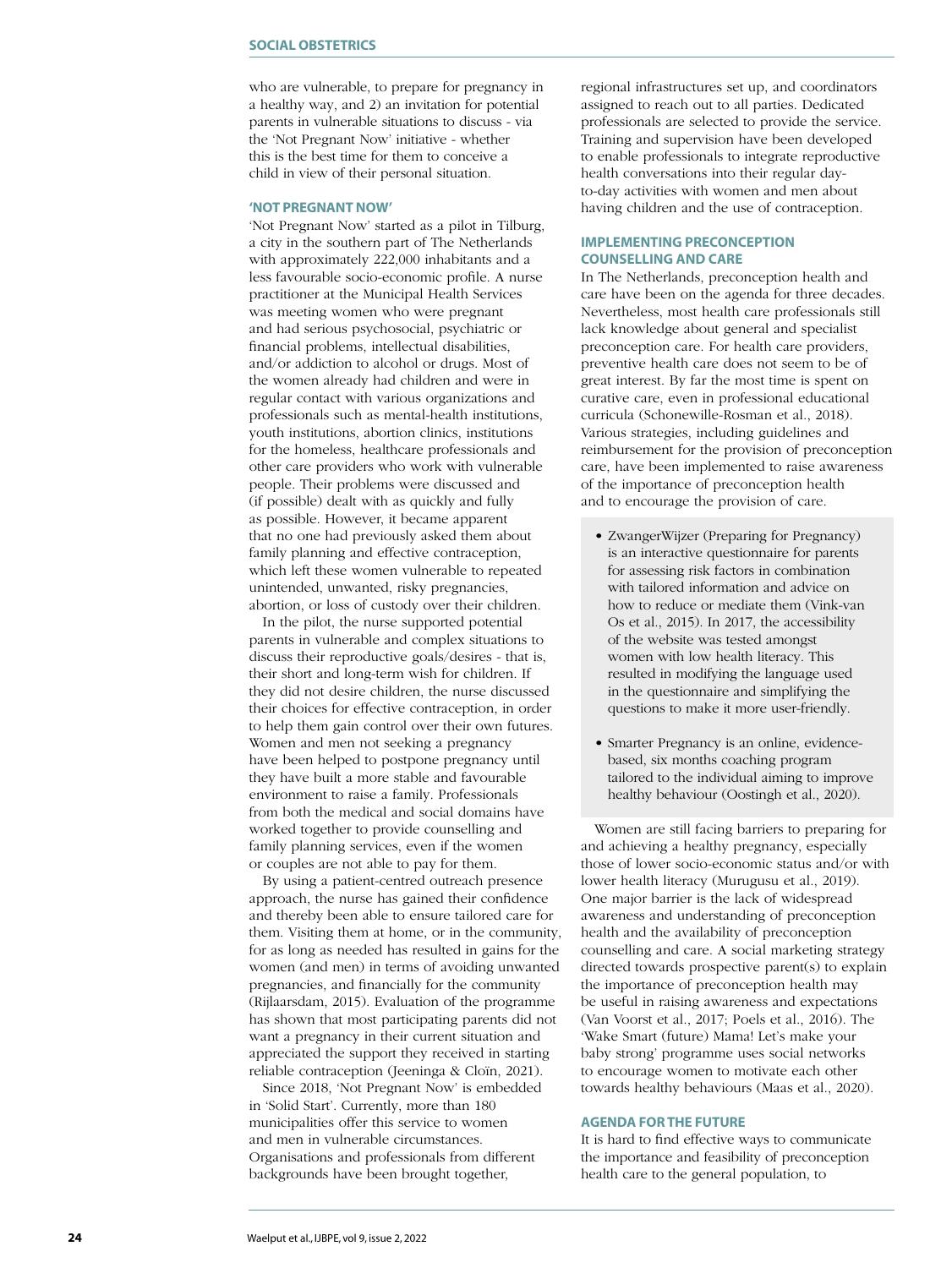who are vulnerable, to prepare for pregnancy in a healthy way, and 2) an invitation for potential parents in vulnerable situations to discuss - via the 'Not Pregnant Now' initiative - whether this is the best time for them to conceive a child in view of their personal situation.

## 'NOT PREGNANT NOW'

'Not Pregnant Now' started as a pilot in Tilburg, a city in the southern part of The Netherlands with approximately 222,000 inhabitants and a less favourable socio-economic profile. A nurse practitioner at the Municipal Health Services was meeting women who were pregnant and had serious psychosocial, psychiatric or financial problems, intellectual disabilities, and/or addiction to alcohol or drugs. Most of the women already had children and were in regular contact with various organizations and professionals such as mental-health institutions, youth institutions, abortion clinics, institutions for the homeless, healthcare professionals and other care providers who work with vulnerable people. Their problems were discussed and (if possible) dealt with as quickly and fully as possible. However, it became apparent that no one had previously asked them about family planning and effective contraception, which left these women vulnerable to repeated unintended, unwanted, risky pregnancies, abortion, or loss of custody over their children.

In the pilot, the nurse supported potential parents in vulnerable and complex situations to discuss their reproductive goals/desires - that is, their short and long-term wish for children. If they did not desire children, the nurse discussed their choices for effective contraception, in order to help them gain control over their own futures. Women and men not seeking a pregnancy have been helped to postpone pregnancy until they have built a more stable and favourable environment to raise a family. Professionals from both the medical and social domains have worked together to provide counselling and family planning services, even if the women or couples are not able to pay for them.

By using a patient-centred outreach presence approach, the nurse has gained their confidence and thereby been able to ensure tailored care for them. Visiting them at home, or in the community, for as long as needed has resulted in gains for the women (and men) in terms of avoiding unwanted pregnancies, and financially for the community (Rijlaarsdam, 2015). Evaluation of the programme has shown that most participating parents did not want a pregnancy in their current situation and appreciated the support they received in starting reliable contraception (Jeeninga & Cloïn, 2021).

Since 2018, 'Not Pregnant Now' is embedded in 'Solid Start'. Currently, more than 180 municipalities offer this service to women and men in vulnerable circumstances. Organisations and professionals from different backgrounds have been brought together, regional infrastructures set up, and coordinators assigned to reach out to all parties. Dedicated professionals are selected to provide the service. Training and supervision have been developed to enable professionals to integrate reproductive health conversations into their regular day-to-day activities with women and men about having children and the use of contraception.

## IMPLEMENTING PRECONCEPTION COUNSELLING AND CARE

In The Netherlands, preconception health and care have been on the agenda for three decades. Nevertheless, most health care professionals still lack knowledge about general and specialist preconception care. For health care providers, preventive health care does not seem to be of great interest. By far the most time is spent on curative care, even in professional educational curricula (Schonewille-Rosman et al., 2018). Various strategies, including guidelines and reimbursement for the provision of preconception care, have been implemented to raise awareness of the importance of preconception health and to encourage the provision of care.

- ZwangerWijzer (Preparing for Pregnancy) is an interactive questionnaire for parents for assessing risk factors in combination with tailored information and advice on how to reduce or mediate them (Vink-van Os et al., 2015). In 2017, the accessibility of the website was tested amongst women with low health literacy. This resulted in modifying the language used in the questionnaire and simplifying the questions to make it more user-friendly.
- Smarter Pregnancy is an online, evidence-based, six months coaching program tailored to the individual aiming to improve healthy behaviour (Oostingh et al., 2020).

Women are still facing barriers to preparing for and achieving a healthy pregnancy, especially those of lower socio-economic status and/or with lower health literacy (Murugusu et al., 2019). One major barrier is the lack of widespread awareness and understanding of preconception health and the availability of preconception counselling and care. A social marketing strategy directed towards prospective parent(s) to explain the importance of preconception health may be useful in raising awareness and expectations (Van Voorst et al., 2017; Poels et al., 2016). The 'Wake Smart (future) Mama! Let's make your baby strong' programme uses social networks to encourage women to motivate each other towards healthy behaviours (Maas et al., 2020).

## AGENDA FOR THE FUTURE

It is hard to find effective ways to communicate the importance and feasibility of preconception health care to the general population, to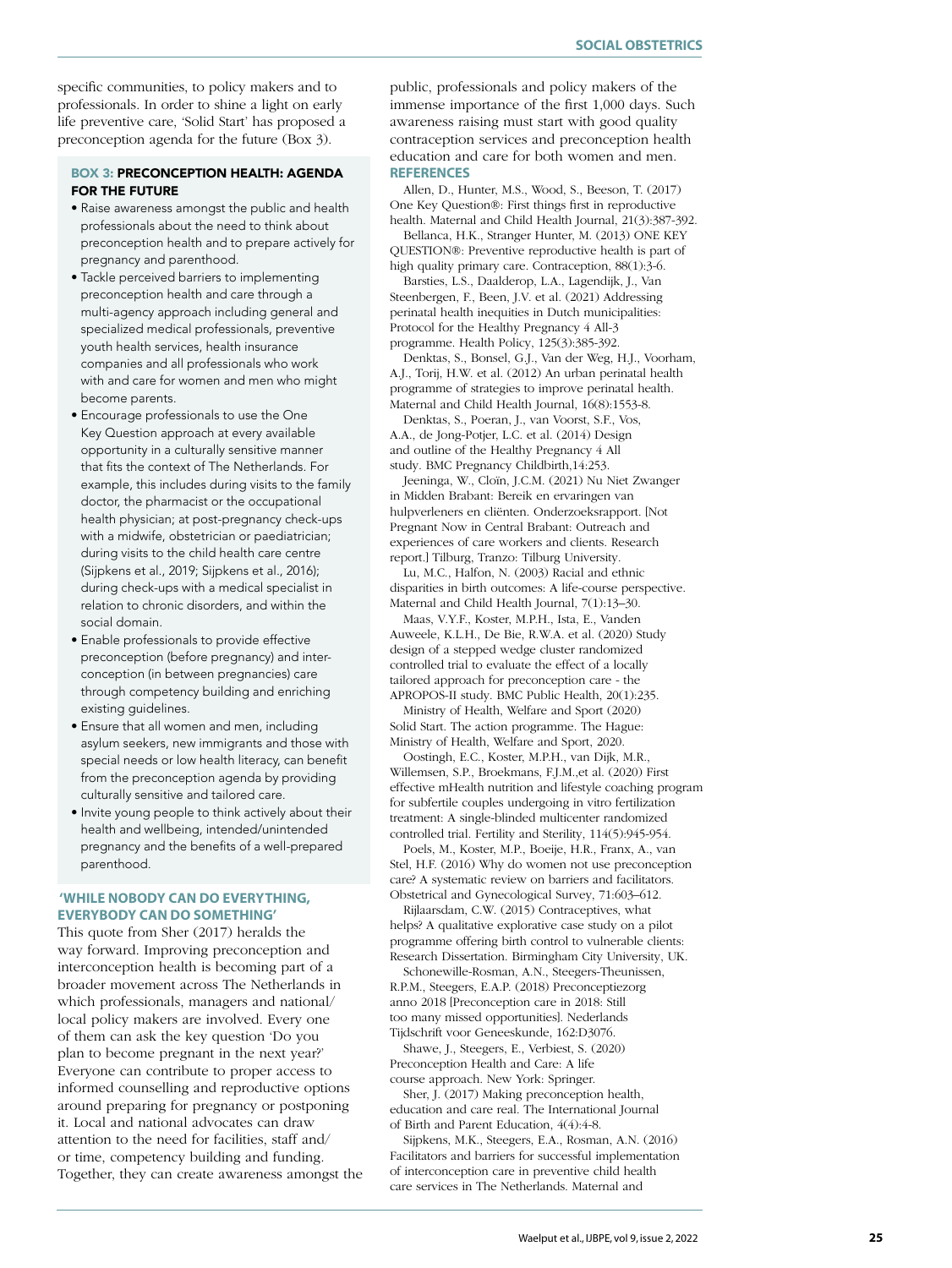specific communities, to policy makers and to professionals. In order to shine a light on early life preventive care, 'Solid Start' has proposed a preconception agenda for the future (Box 3).

### BOX 3: PRECONCEPTION HEALTH: AGENDA FOR THE FUTURE

- Raise awareness amongst the public and health professionals about the need to think about preconception health and to prepare actively for pregnancy and parenthood.
- Tackle perceived barriers to implementing preconception health and care through a multi-agency approach including general and specialized medical professionals, preventive youth health services, health insurance companies and all professionals who work with and care for women and men who might become parents.
- Encourage professionals to use the One Key Question approach at every available opportunity in a culturally sensitive manner that fits the context of The Netherlands. For example, this includes during visits to the family doctor, the pharmacist or the occupational health physician; at post-pregnancy check-ups with a midwife, obstetrician or paediatrician; during visits to the child health care centre (Sijpkens et al., 2019; Sijpkens et al., 2016); during check-ups with a medical specialist in relation to chronic disorders, and within the social domain.
- Enable professionals to provide effective preconception (before pregnancy) and inter-conception (in between pregnancies) care through competency building and enriching existing guidelines.
- Ensure that all women and men, including asylum seekers, new immigrants and those with special needs or low health literacy, can benefit from the preconception agenda by providing culturally sensitive and tailored care.
- Invite young people to think actively about their health and wellbeing, intended/unintended pregnancy and the benefits of a well-prepared parenthood.

## 'WHILE NOBODY CAN DO EVERYTHING, EVERYBODY CAN DO SOMETHING'

This quote from Sher (2017) heralds the way forward. Improving preconception and interconception health is becoming part of a broader movement across The Netherlands in which professionals, managers and national/local policy makers are involved. Every one of them can ask the key question 'Do you plan to become pregnant in the next year?' Everyone can contribute to proper access to informed counselling and reproductive options around preparing for pregnancy or postponing it. Local and national advocates can draw attention to the need for facilities, staff and/or time, competency building and funding. Together, they can create awareness amongst the public, professionals and policy makers of the immense importance of the first 1,000 days. Such awareness raising must start with good quality contraception services and preconception health education and care for both women and men.

## REFERENCES

Allen, D., Hunter, M.S., Wood, S., Beeson, T. (2017) One Key Question®: First things first in reproductive health. Maternal and Child Health Journal, 21(3):387-392.

Bellanca, H.K., Stranger Hunter, M. (2013) ONE KEY QUESTION®: Preventive reproductive health is part of high quality primary care. Contraception, 88(1):3-6.

Barsties, L.S., Daalderop, L.A., Lagendijk, J., Van Steenbergen, F., Been, J.V. et al. (2021) Addressing perinatal health inequities in Dutch municipalities: Protocol for the Healthy Pregnancy 4 All-3 programme. Health Policy, 125(3):385-392.

Denktas, S., Bonsel, G.J., Van der Weg, H.J., Voorham, A.J., Torij, H.W. et al. (2012) An urban perinatal health programme of strategies to improve perinatal health. Maternal and Child Health Journal, 16(8):1553-8.

Denktas, S., Poeran, J., van Voorst, S.F., Vos, A.A., de Jong-Potjer, L.C. et al. (2014) Design and outline of the Healthy Pregnancy 4 All study. BMC Pregnancy Childbirth,14:253.

Jeeninga, W., Cloïn, J.C.M. (2021) Nu Niet Zwanger in Midden Brabant: Bereik en ervaringen van hulpverleners en cliënten. Onderzoeksrapport. [Not Pregnant Now in Central Brabant: Outreach and experiences of care workers and clients. Research report.] Tilburg, Tranzo: Tilburg University.

Lu, M.C., Halfon, N. (2003) Racial and ethnic disparities in birth outcomes: A life-course perspective. Maternal and Child Health Journal, 7(1):13–30.

Maas, V.Y.F., Koster, M.P.H., Ista, E., Vanden Auweele, K.L.H., De Bie, R.W.A. et al. (2020) Study design of a stepped wedge cluster randomized controlled trial to evaluate the effect of a locally tailored approach for preconception care - the APROPOS-II study. BMC Public Health, 20(1):235.

Ministry of Health, Welfare and Sport (2020) Solid Start. The action programme. The Hague: Ministry of Health, Welfare and Sport, 2020.

Oostingh, E.C., Koster, M.P.H., van Dijk, M.R., Willemsen, S.P., Broekmans, F.J.M.,et al. (2020) First effective mHealth nutrition and lifestyle coaching program for subfertile couples undergoing in vitro fertilization treatment: A single-blinded multicenter randomized controlled trial. Fertility and Sterility, 114(5):945-954.

Poels, M., Koster, M.P., Boeije, H.R., Franx, A., van Stel, H.F. (2016) Why do women not use preconception care? A systematic review on barriers and facilitators. Obstetrical and Gynecological Survey, 71:603–612.

Rijlaarsdam, C.W. (2015) Contraceptives, what helps? A qualitative explorative case study on a pilot programme offering birth control to vulnerable clients: Research Dissertation. Birmingham City University, UK.

Schonewille-Rosman, A.N., Steegers-Theunissen, R.P.M., Steegers, E.A.P. (2018) Preconceptiezorg anno 2018 [Preconception care in 2018: Still too many missed opportunities]. Nederlands Tijdschrift voor Geneeskunde, 162:D3076.

Shawe, J., Steegers, E., Verbiest, S. (2020) Preconception Health and Care: A life course approach. New York: Springer.

Sher, J. (2017) Making preconception health, education and care real. The International Journal of Birth and Parent Education, 4(4):4-8.

Sijpkens, M.K., Steegers, E.A., Rosman, A.N. (2016) Facilitators and barriers for successful implementation of interconception care in preventive child health care services in The Netherlands. Maternal and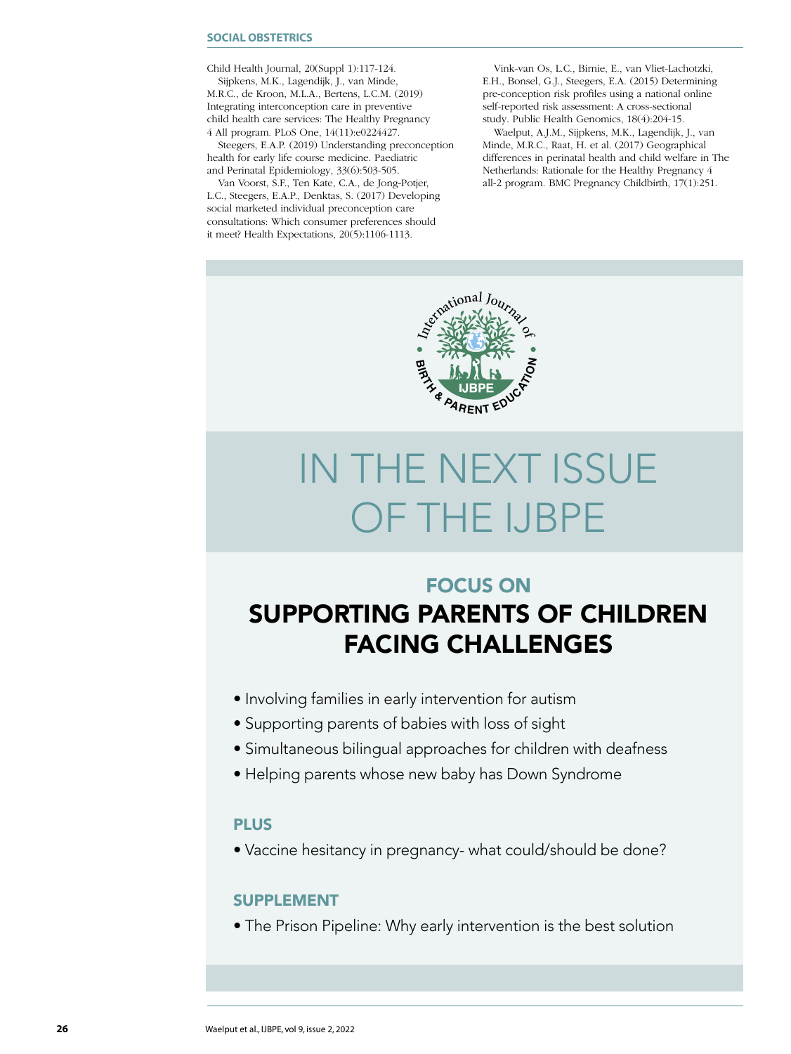Child Health Journal, 20(Suppl 1):117-124.

Sijpkens, M.K., Lagendijk, J., van Minde, M.R.C., de Kroon, M.L.A., Bertens, L.C.M. (2019) Integrating interconception care in preventive child health care services: The Healthy Pregnancy 4 All program. PLoS One, 14(11):e0224427.

Steegers, E.A.P. (2019) Understanding preconception health for early life course medicine. Paediatric and Perinatal Epidemiology, 33(6):503-505.

Van Voorst, S.F., Ten Kate, C.A., de Jong-Potjer, L.C., Steegers, E.A.P., Denktas, S. (2017) Developing social marketed individual preconception care consultations: Which consumer preferences should it meet? Health Expectations, 20(5):1106-1113.

Vink-van Os, L.C., Birnie, E., van Vliet-Lachotzki, E.H., Bonsel, G.J., Steegers, E.A. (2015) Determining pre-conception risk profiles using a national online self-reported risk assessment: A cross-sectional study. Public Health Genomics, 18(4):204-15.

Waelput, A.J.M., Sijpkens, M.K., Lagendijk, J., van Minde, M.R.C., Raat, H. et al. (2017) Geographical differences in perinatal health and child welfare in The Netherlands: Rationale for the Healthy Pregnancy 4 all-2 program. BMC Pregnancy Childbirth, 17(1):251.

# IN THE NEXT ISSUE OF THE IJBPE

## FOCUS ON
## SUPPORTING PARENTS OF CHILDREN FACING CHALLENGES

- Involving families in early intervention for autism
- Supporting parents of babies with loss of sight
- Simultaneous bilingual approaches for children with deafness
- Helping parents whose new baby has Down Syndrome

### PLUS

- Vaccine hesitancy in pregnancy- what could/should be done?

### SUPPLEMENT

- The Prison Pipeline: Why early intervention is the best solution